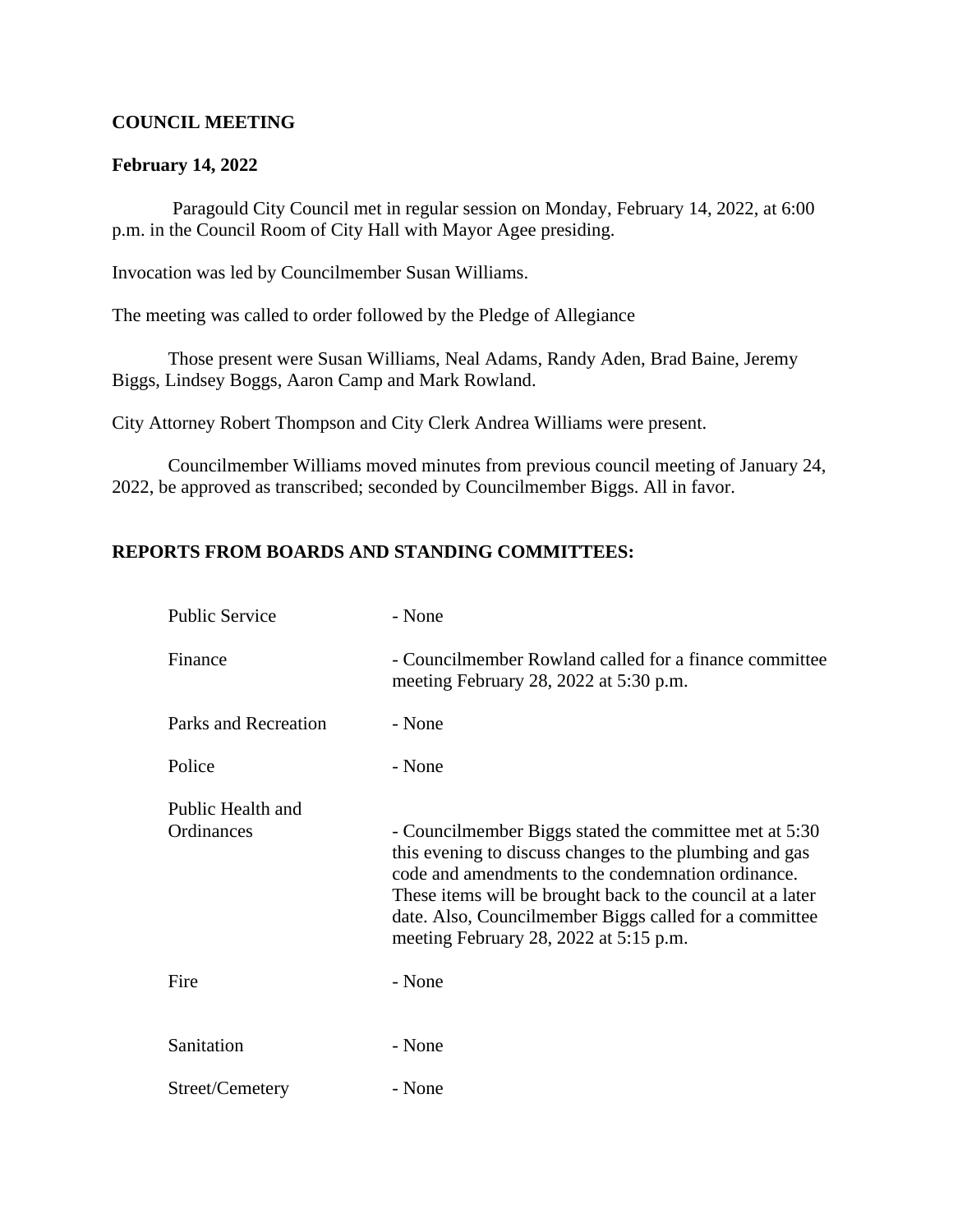**COUNCIL MEETING**

**February 14, 2022**

Paragould City Council met in regular session on Monday, February 14, 2022, at 6:00 p.m. in the Council Room of City Hall with Mayor Agee presiding.

Invocation was led by Councilmember Susan Williams.

The meeting was called to order followed by the Pledge of Allegiance

Those present were Susan Williams, Neal Adams, Randy Aden, Brad Baine, Jeremy Biggs, Lindsey Boggs, Aaron Camp and Mark Rowland.

City Attorney Robert Thompson and City Clerk Andrea Williams were present.

Councilmember Williams moved minutes from previous council meeting of January 24, 2022, be approved as transcribed; seconded by Councilmember Biggs. All in favor.

**REPORTS FROM BOARDS AND STANDING COMMITTEES:**

| | |
|---|---|
| Public Service | - None |
| Finance | - Councilmember Rowland called for a finance committee meeting February 28, 2022 at 5:30 p.m. |
| Parks and Recreation | - None |
| Police | - None |
| Public Health and Ordinances | - Councilmember Biggs stated the committee met at 5:30 this evening to discuss changes to the plumbing and gas code and amendments to the condemnation ordinance. These items will be brought back to the council at a later date. Also, Councilmember Biggs called for a committee meeting February 28, 2022 at 5:15 p.m. |
| Fire | - None |
| Sanitation | - None |
| Street/Cemetery | - None |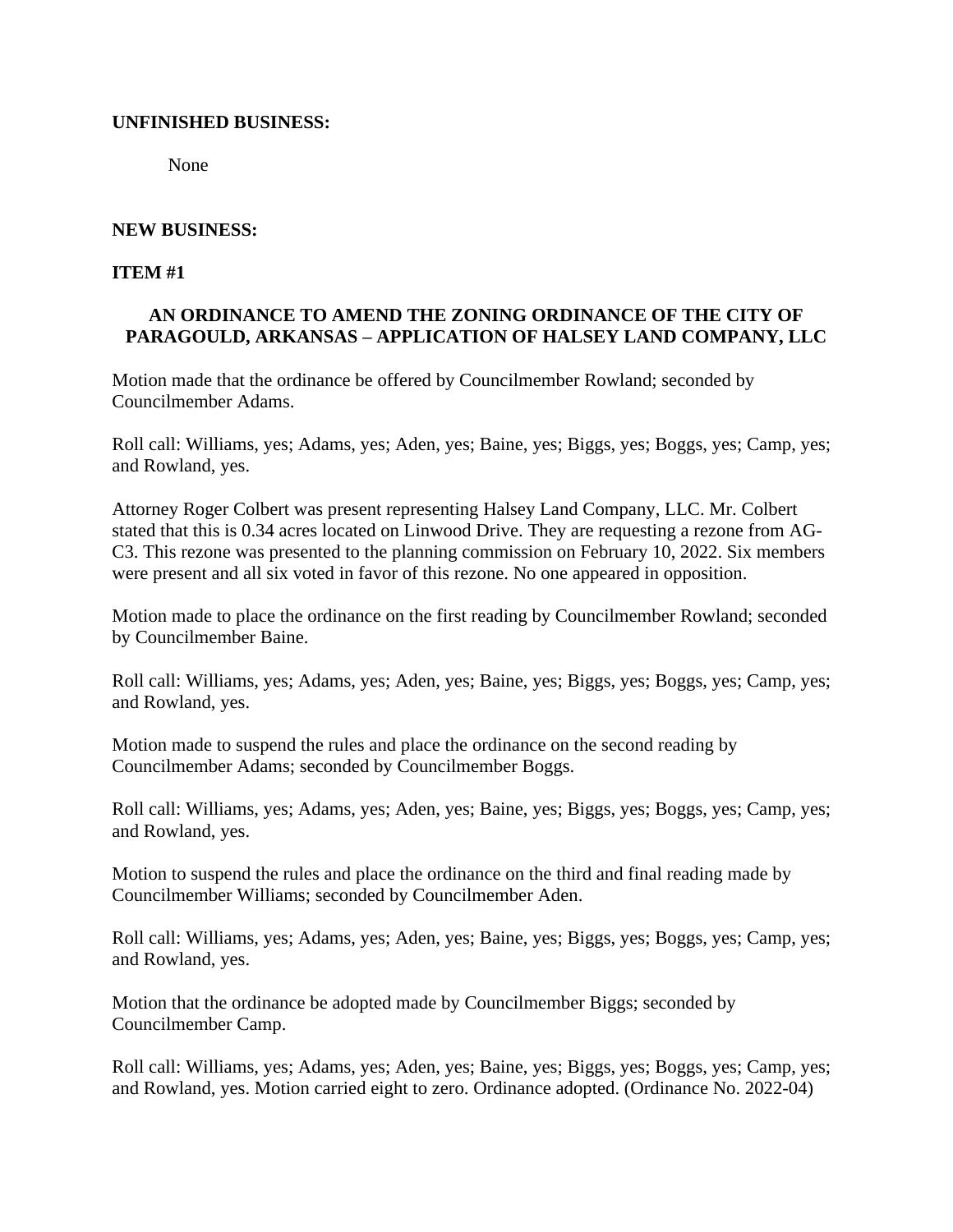**UNFINISHED BUSINESS:**

None

**NEW BUSINESS:**

**ITEM #1**

**AN ORDINANCE TO AMEND THE ZONING ORDINANCE OF THE CITY OF PARAGOULD, ARKANSAS – APPLICATION OF HALSEY LAND COMPANY, LLC**

Motion made that the ordinance be offered by Councilmember Rowland; seconded by Councilmember Adams.

Roll call: Williams, yes; Adams, yes; Aden, yes; Baine, yes; Biggs, yes; Boggs, yes; Camp, yes; and Rowland, yes.

Attorney Roger Colbert was present representing Halsey Land Company, LLC. Mr. Colbert stated that this is 0.34 acres located on Linwood Drive. They are requesting a rezone from AG-C3. This rezone was presented to the planning commission on February 10, 2022. Six members were present and all six voted in favor of this rezone. No one appeared in opposition.

Motion made to place the ordinance on the first reading by Councilmember Rowland; seconded by Councilmember Baine.

Roll call: Williams, yes; Adams, yes; Aden, yes; Baine, yes; Biggs, yes; Boggs, yes; Camp, yes; and Rowland, yes.

Motion made to suspend the rules and place the ordinance on the second reading by Councilmember Adams; seconded by Councilmember Boggs.

Roll call: Williams, yes; Adams, yes; Aden, yes; Baine, yes; Biggs, yes; Boggs, yes; Camp, yes; and Rowland, yes.

Motion to suspend the rules and place the ordinance on the third and final reading made by Councilmember Williams; seconded by Councilmember Aden.

Roll call: Williams, yes; Adams, yes; Aden, yes; Baine, yes; Biggs, yes; Boggs, yes; Camp, yes; and Rowland, yes.

Motion that the ordinance be adopted made by Councilmember Biggs; seconded by Councilmember Camp.

Roll call: Williams, yes; Adams, yes; Aden, yes; Baine, yes; Biggs, yes; Boggs, yes; Camp, yes; and Rowland, yes. Motion carried eight to zero. Ordinance adopted. (Ordinance No. 2022-04)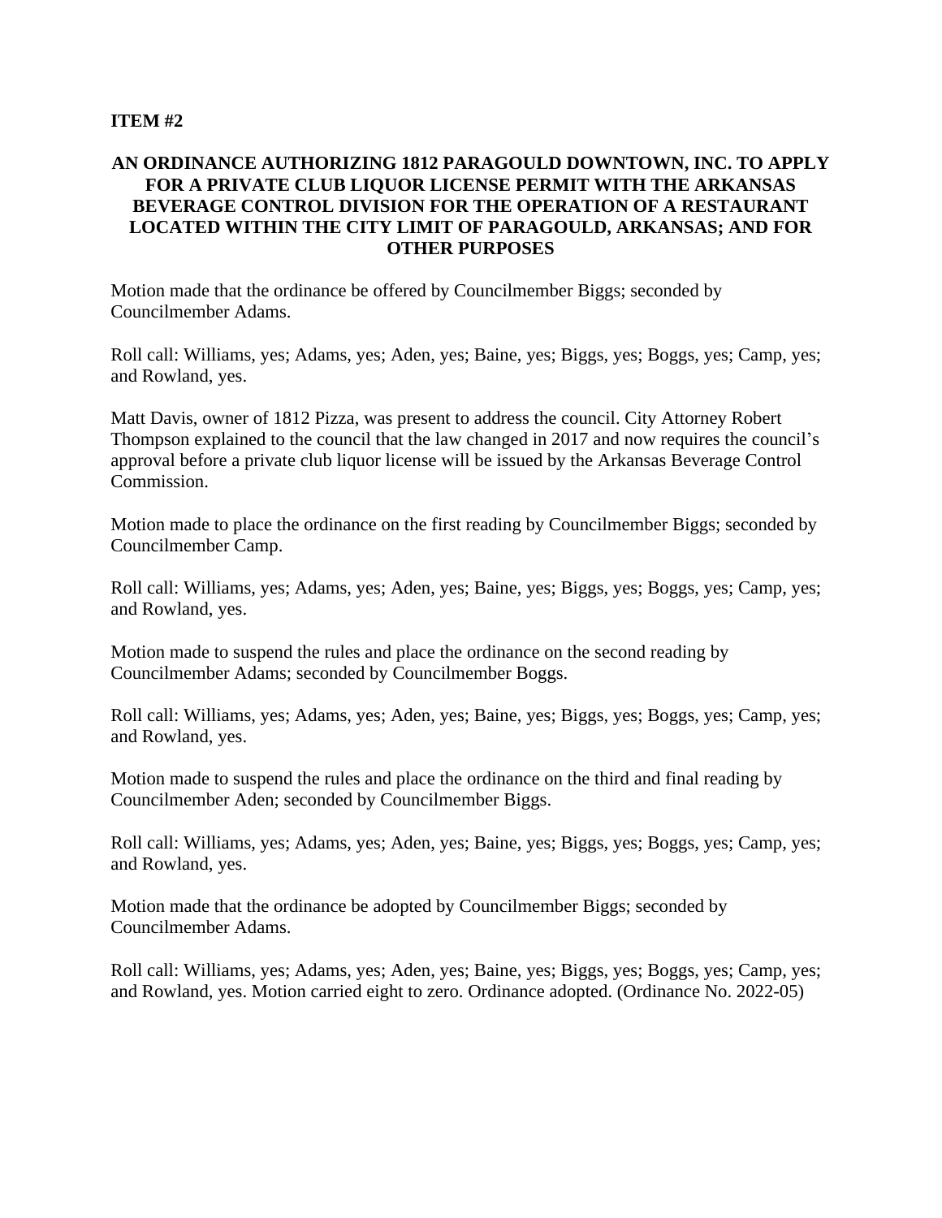**ITEM #2**

**AN ORDINANCE AUTHORIZING 1812 PARAGOULD DOWNTOWN, INC. TO APPLY FOR A PRIVATE CLUB LIQUOR LICENSE PERMIT WITH THE ARKANSAS BEVERAGE CONTROL DIVISION FOR THE OPERATION OF A RESTAURANT LOCATED WITHIN THE CITY LIMIT OF PARAGOULD, ARKANSAS; AND FOR OTHER PURPOSES**

Motion made that the ordinance be offered by Councilmember Biggs; seconded by Councilmember Adams.

Roll call: Williams, yes; Adams, yes; Aden, yes; Baine, yes; Biggs, yes; Boggs, yes; Camp, yes; and Rowland, yes.

Matt Davis, owner of 1812 Pizza, was present to address the council. City Attorney Robert Thompson explained to the council that the law changed in 2017 and now requires the council's approval before a private club liquor license will be issued by the Arkansas Beverage Control Commission.

Motion made to place the ordinance on the first reading by Councilmember Biggs; seconded by Councilmember Camp.

Roll call: Williams, yes; Adams, yes; Aden, yes; Baine, yes; Biggs, yes; Boggs, yes; Camp, yes; and Rowland, yes.

Motion made to suspend the rules and place the ordinance on the second reading by Councilmember Adams; seconded by Councilmember Boggs.

Roll call: Williams, yes; Adams, yes; Aden, yes; Baine, yes; Biggs, yes; Boggs, yes; Camp, yes; and Rowland, yes.

Motion made to suspend the rules and place the ordinance on the third and final reading by Councilmember Aden; seconded by Councilmember Biggs.

Roll call: Williams, yes; Adams, yes; Aden, yes; Baine, yes; Biggs, yes; Boggs, yes; Camp, yes; and Rowland, yes.

Motion made that the ordinance be adopted by Councilmember Biggs; seconded by Councilmember Adams.

Roll call: Williams, yes; Adams, yes; Aden, yes; Baine, yes; Biggs, yes; Boggs, yes; Camp, yes; and Rowland, yes. Motion carried eight to zero. Ordinance adopted. (Ordinance No. 2022-05)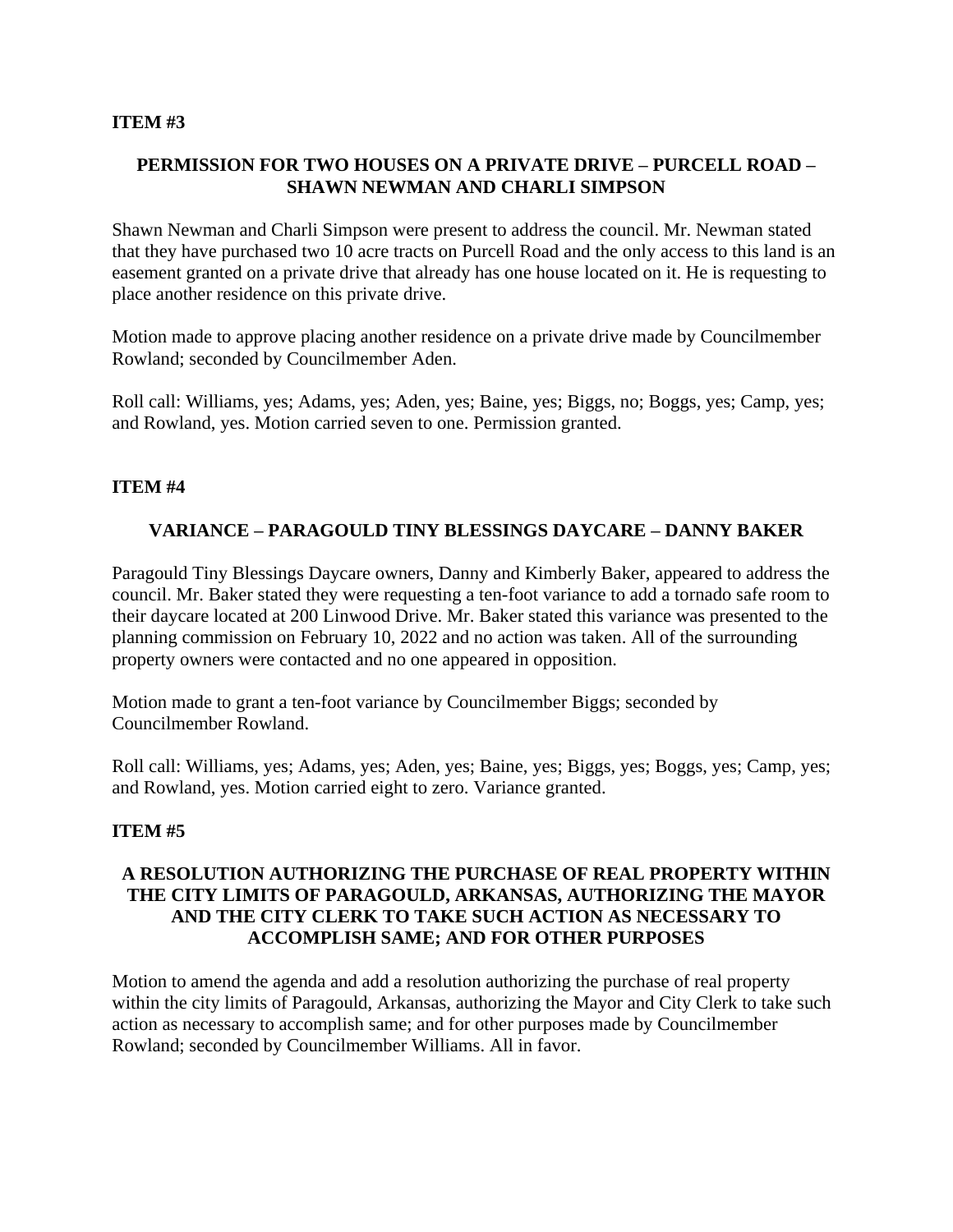**ITEM #3**

**PERMISSION FOR TWO HOUSES ON A PRIVATE DRIVE – PURCELL ROAD – SHAWN NEWMAN AND CHARLI SIMPSON**

Shawn Newman and Charli Simpson were present to address the council. Mr. Newman stated that they have purchased two 10 acre tracts on Purcell Road and the only access to this land is an easement granted on a private drive that already has one house located on it. He is requesting to place another residence on this private drive.

Motion made to approve placing another residence on a private drive made by Councilmember Rowland; seconded by Councilmember Aden.

Roll call: Williams, yes; Adams, yes; Aden, yes; Baine, yes; Biggs, no; Boggs, yes; Camp, yes; and Rowland, yes. Motion carried seven to one. Permission granted.

**ITEM #4**

**VARIANCE – PARAGOULD TINY BLESSINGS DAYCARE – DANNY BAKER**

Paragould Tiny Blessings Daycare owners, Danny and Kimberly Baker, appeared to address the council. Mr. Baker stated they were requesting a ten-foot variance to add a tornado safe room to their daycare located at 200 Linwood Drive. Mr. Baker stated this variance was presented to the planning commission on February 10, 2022 and no action was taken. All of the surrounding property owners were contacted and no one appeared in opposition.

Motion made to grant a ten-foot variance by Councilmember Biggs; seconded by Councilmember Rowland.

Roll call: Williams, yes; Adams, yes; Aden, yes; Baine, yes; Biggs, yes; Boggs, yes; Camp, yes; and Rowland, yes. Motion carried eight to zero. Variance granted.

**ITEM #5**

**A RESOLUTION AUTHORIZING THE PURCHASE OF REAL PROPERTY WITHIN THE CITY LIMITS OF PARAGOULD, ARKANSAS, AUTHORIZING THE MAYOR AND THE CITY CLERK TO TAKE SUCH ACTION AS NECESSARY TO ACCOMPLISH SAME; AND FOR OTHER PURPOSES**

Motion to amend the agenda and add a resolution authorizing the purchase of real property within the city limits of Paragould, Arkansas, authorizing the Mayor and City Clerk to take such action as necessary to accomplish same; and for other purposes made by Councilmember Rowland; seconded by Councilmember Williams. All in favor.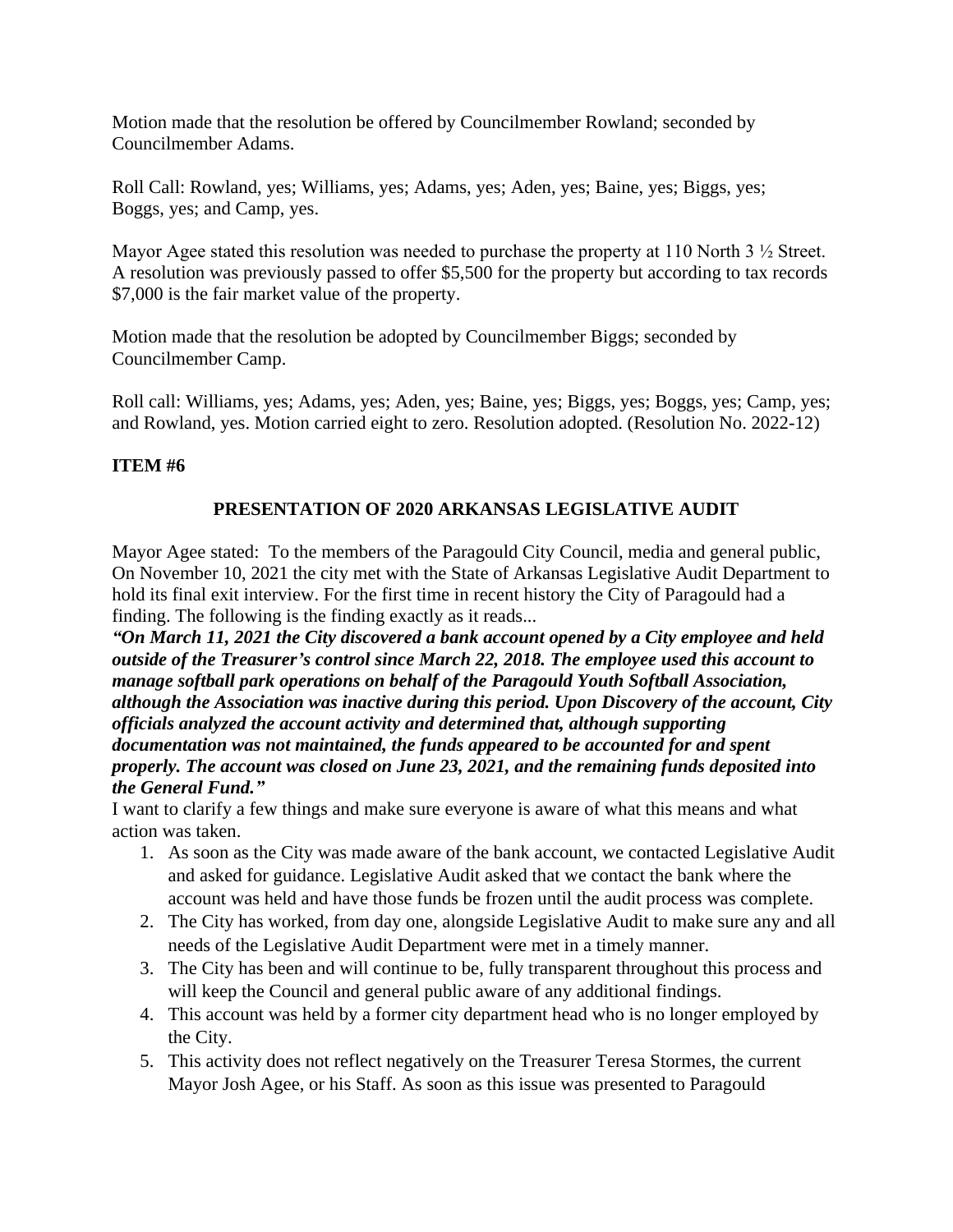Motion made that the resolution be offered by Councilmember Rowland; seconded by Councilmember Adams.

Roll Call: Rowland, yes; Williams, yes; Adams, yes; Aden, yes; Baine, yes; Biggs, yes; Boggs, yes; and Camp, yes.

Mayor Agee stated this resolution was needed to purchase the property at 110 North 3 ½ Street. A resolution was previously passed to offer $5,500 for the property but according to tax records $7,000 is the fair market value of the property.

Motion made that the resolution be adopted by Councilmember Biggs; seconded by Councilmember Camp.

Roll call: Williams, yes; Adams, yes; Aden, yes; Baine, yes; Biggs, yes; Boggs, yes; Camp, yes; and Rowland, yes. Motion carried eight to zero. Resolution adopted. (Resolution No. 2022-12)

**ITEM #6**

**PRESENTATION OF 2020 ARKANSAS LEGISLATIVE AUDIT**

Mayor Agee stated: To the members of the Paragould City Council, media and general public, On November 10, 2021 the city met with the State of Arkansas Legislative Audit Department to hold its final exit interview. For the first time in recent history the City of Paragould had a finding. The following is the finding exactly as it reads...

***"On March 11, 2021 the City discovered a bank account opened by a City employee and held outside of the Treasurer's control since March 22, 2018. The employee used this account to manage softball park operations on behalf of the Paragould Youth Softball Association, although the Association was inactive during this period. Upon Discovery of the account, City officials analyzed the account activity and determined that, although supporting documentation was not maintained, the funds appeared to be accounted for and spent properly. The account was closed on June 23, 2021, and the remaining funds deposited into the General Fund."***

I want to clarify a few things and make sure everyone is aware of what this means and what action was taken.

1. As soon as the City was made aware of the bank account, we contacted Legislative Audit and asked for guidance. Legislative Audit asked that we contact the bank where the account was held and have those funds be frozen until the audit process was complete.
2. The City has worked, from day one, alongside Legislative Audit to make sure any and all needs of the Legislative Audit Department were met in a timely manner.
3. The City has been and will continue to be, fully transparent throughout this process and will keep the Council and general public aware of any additional findings.
4. This account was held by a former city department head who is no longer employed by the City.
5. This activity does not reflect negatively on the Treasurer Teresa Stormes, the current Mayor Josh Agee, or his Staff. As soon as this issue was presented to Paragould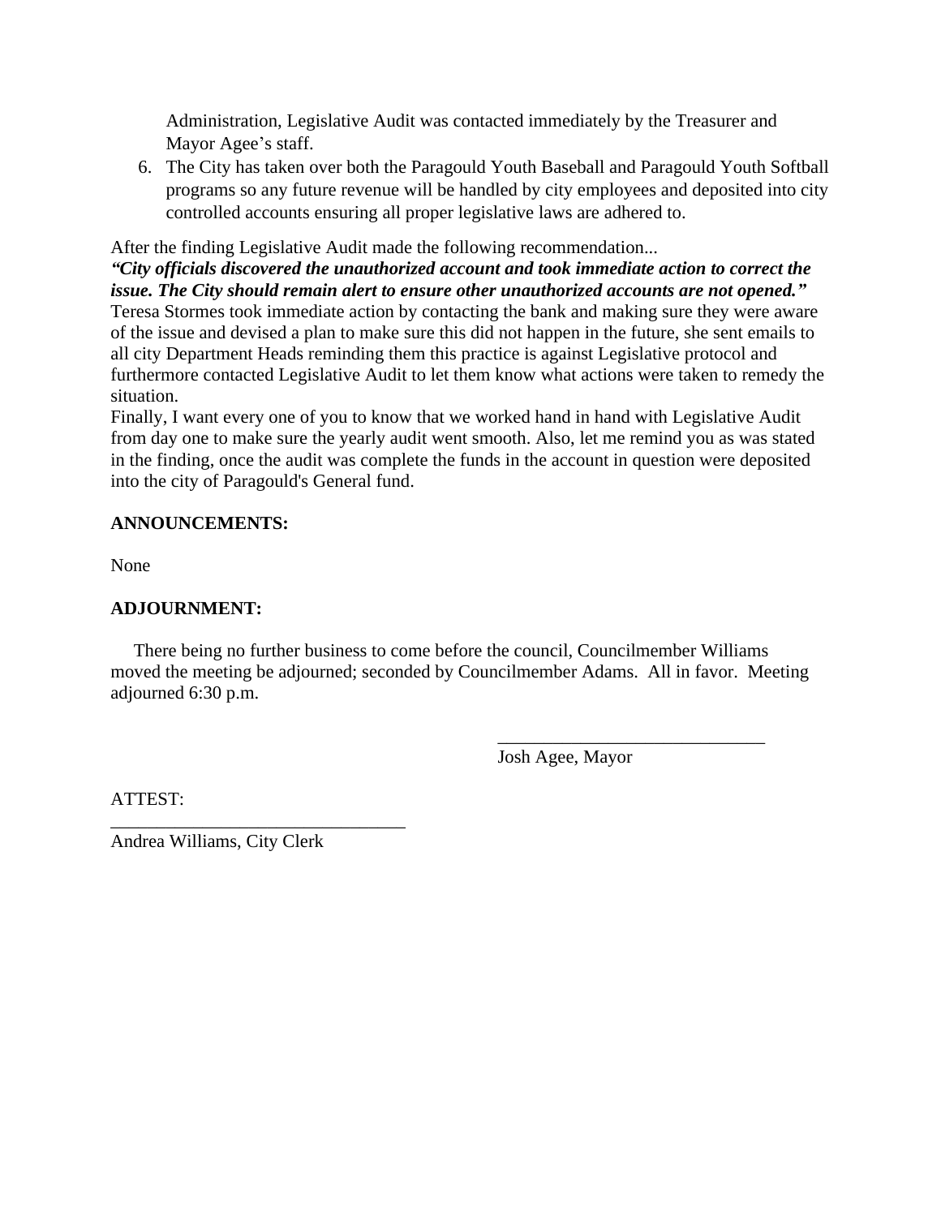Administration, Legislative Audit was contacted immediately by the Treasurer and Mayor Agee's staff.

6. The City has taken over both the Paragould Youth Baseball and Paragould Youth Softball programs so any future revenue will be handled by city employees and deposited into city controlled accounts ensuring all proper legislative laws are adhered to.

After the finding Legislative Audit made the following recommendation...
***"City officials discovered the unauthorized account and took immediate action to correct the issue. The City should remain alert to ensure other unauthorized accounts are not opened."***
Teresa Stormes took immediate action by contacting the bank and making sure they were aware of the issue and devised a plan to make sure this did not happen in the future, she sent emails to all city Department Heads reminding them this practice is against Legislative protocol and furthermore contacted Legislative Audit to let them know what actions were taken to remedy the situation.
Finally, I want every one of you to know that we worked hand in hand with Legislative Audit from day one to make sure the yearly audit went smooth. Also, let me remind you as was stated in the finding, once the audit was complete the funds in the account in question were deposited into the city of Paragould's General fund.

**ANNOUNCEMENTS:**

None

**ADJOURNMENT:**

There being no further business to come before the council, Councilmember Williams moved the meeting be adjourned; seconded by Councilmember Adams. All in favor. Meeting adjourned 6:30 p.m.

______________________________
Josh Agee, Mayor

ATTEST:
______________________________
Andrea Williams, City Clerk